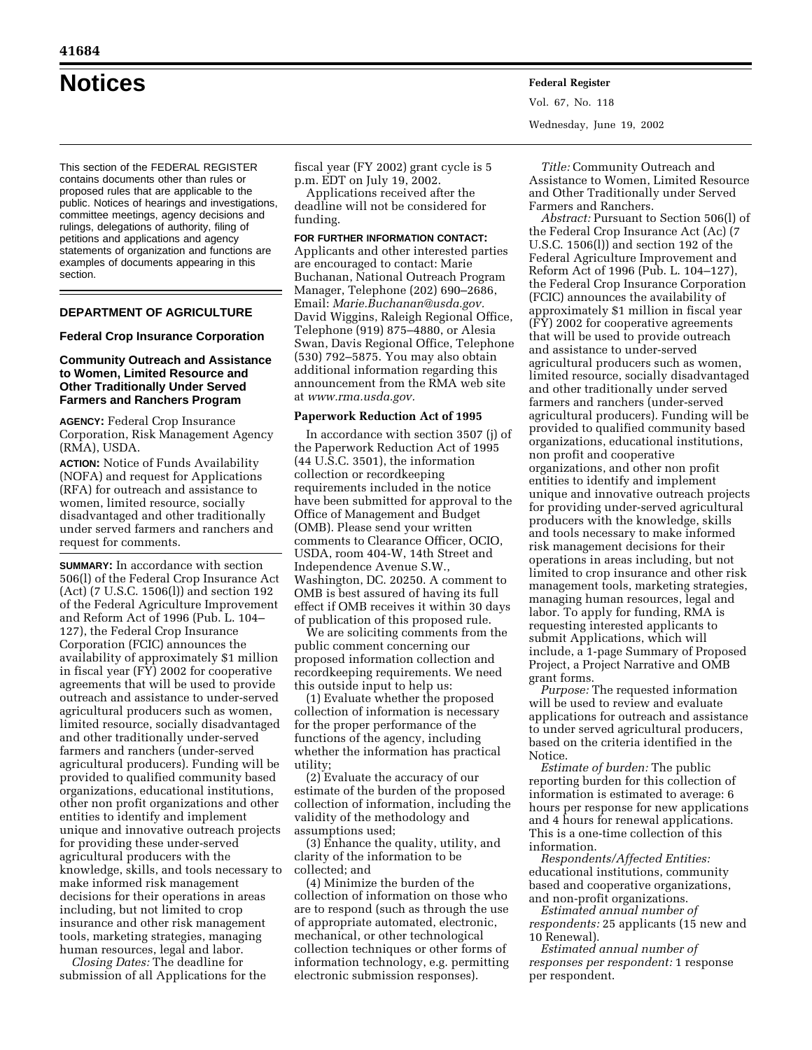# Notices

This section of the FEDERAL REGISTER contains documents other than rules or proposed rules that are applicable to the public. Notices of hearings and investigations, committee meetings, agency decisions and rulings, delegations of authority, filing of petitions and applications and agency statements of organization and functions are examples of documents appearing in this section.

## DEPARTMENT OF AGRICULTURE

### Federal Crop Insurance Corporation

### Community Outreach and Assistance to Women, Limited Resource and Other Traditionally Under Served Farmers and Ranchers Program

**AGENCY:** Federal Crop Insurance Corporation, Risk Management Agency (RMA), USDA.

**ACTION:** Notice of Funds Availability (NOFA) and request for Applications (RFA) for outreach and assistance to women, limited resource, socially disadvantaged and other traditionally under served farmers and ranchers and request for comments.

**SUMMARY:** In accordance with section 506(l) of the Federal Crop Insurance Act (Act) (7 U.S.C. 1506(l)) and section 192 of the Federal Agriculture Improvement and Reform Act of 1996 (Pub. L. 104–127), the Federal Crop Insurance Corporation (FCIC) announces the availability of approximately $1 million in fiscal year (FY) 2002 for cooperative agreements that will be used to provide outreach and assistance to under-served agricultural producers such as women, limited resource, socially disadvantaged and other traditionally under-served farmers and ranchers (under-served agricultural producers). Funding will be provided to qualified community based organizations, educational institutions, other non profit organizations and other entities to identify and implement unique and innovative outreach projects for providing these under-served agricultural producers with the knowledge, skills, and tools necessary to make informed risk management decisions for their operations in areas including, but not limited to crop insurance and other risk management tools, marketing strategies, managing human resources, legal and labor.

*Closing Dates:* The deadline for submission of all Applications for the fiscal year (FY 2002) grant cycle is 5 p.m. EDT on July 19, 2002.

Applications received after the deadline will not be considered for funding.

**FOR FURTHER INFORMATION CONTACT:** Applicants and other interested parties are encouraged to contact: Marie Buchanan, National Outreach Program Manager, Telephone (202) 690–2686, Email: *Marie.Buchanan@usda.gov.* David Wiggins, Raleigh Regional Office, Telephone (919) 875–4880, or Alesia Swan, Davis Regional Office, Telephone (530) 792–5875. You may also obtain additional information regarding this announcement from the RMA web site at *www.rma.usda.gov.*

**Paperwork Reduction Act of 1995**

In accordance with section 3507 (j) of the Paperwork Reduction Act of 1995 (44 U.S.C. 3501), the information collection or recordkeeping requirements included in the notice have been submitted for approval to the Office of Management and Budget (OMB). Please send your written comments to Clearance Officer, OCIO, USDA, room 404-W, 14th Street and Independence Avenue S.W., Washington, DC. 20250. A comment to OMB is best assured of having its full effect if OMB receives it within 30 days of publication of this proposed rule.

We are soliciting comments from the public comment concerning our proposed information collection and recordkeeping requirements. We need this outside input to help us:

(1) Evaluate whether the proposed collection of information is necessary for the proper performance of the functions of the agency, including whether the information has practical utility;

(2) Evaluate the accuracy of our estimate of the burden of the proposed collection of information, including the validity of the methodology and assumptions used;

(3) Enhance the quality, utility, and clarity of the information to be collected; and

(4) Minimize the burden of the collection of information on those who are to respond (such as through the use of appropriate automated, electronic, mechanical, or other technological collection techniques or other forms of information technology, e.g. permitting electronic submission responses).

*Title:* Community Outreach and Assistance to Women, Limited Resource and Other Traditionally under Served Farmers and Ranchers.

*Abstract:* Pursuant to Section 506(l) of the Federal Crop Insurance Act (Ac) (7 U.S.C. 1506(l)) and section 192 of the Federal Agriculture Improvement and Reform Act of 1996 (Pub. L. 104–127), the Federal Crop Insurance Corporation (FCIC) announces the availability of approximately $1 million in fiscal year (FY) 2002 for cooperative agreements that will be used to provide outreach and assistance to under-served agricultural producers such as women, limited resource, socially disadvantaged and other traditionally under served farmers and ranchers (under-served agricultural producers). Funding will be provided to qualified community based organizations, educational institutions, non profit and cooperative organizations, and other non profit entities to identify and implement unique and innovative outreach projects for providing under-served agricultural producers with the knowledge, skills and tools necessary to make informed risk management decisions for their operations in areas including, but not limited to crop insurance and other risk management tools, marketing strategies, managing human resources, legal and labor. To apply for funding, RMA is requesting interested applicants to submit Applications, which will include, a 1-page Summary of Proposed Project, a Project Narrative and OMB grant forms.

*Purpose:* The requested information will be used to review and evaluate applications for outreach and assistance to under served agricultural producers, based on the criteria identified in the Notice.

*Estimate of burden:* The public reporting burden for this collection of information is estimated to average: 6 hours per response for new applications and 4 hours for renewal applications. This is a one-time collection of this information.

*Respondents/Affected Entities:* educational institutions, community based and cooperative organizations, and non-profit organizations.

*Estimated annual number of respondents:* 25 applicants (15 new and 10 Renewal).

*Estimated annual number of responses per respondent:* 1 response per respondent.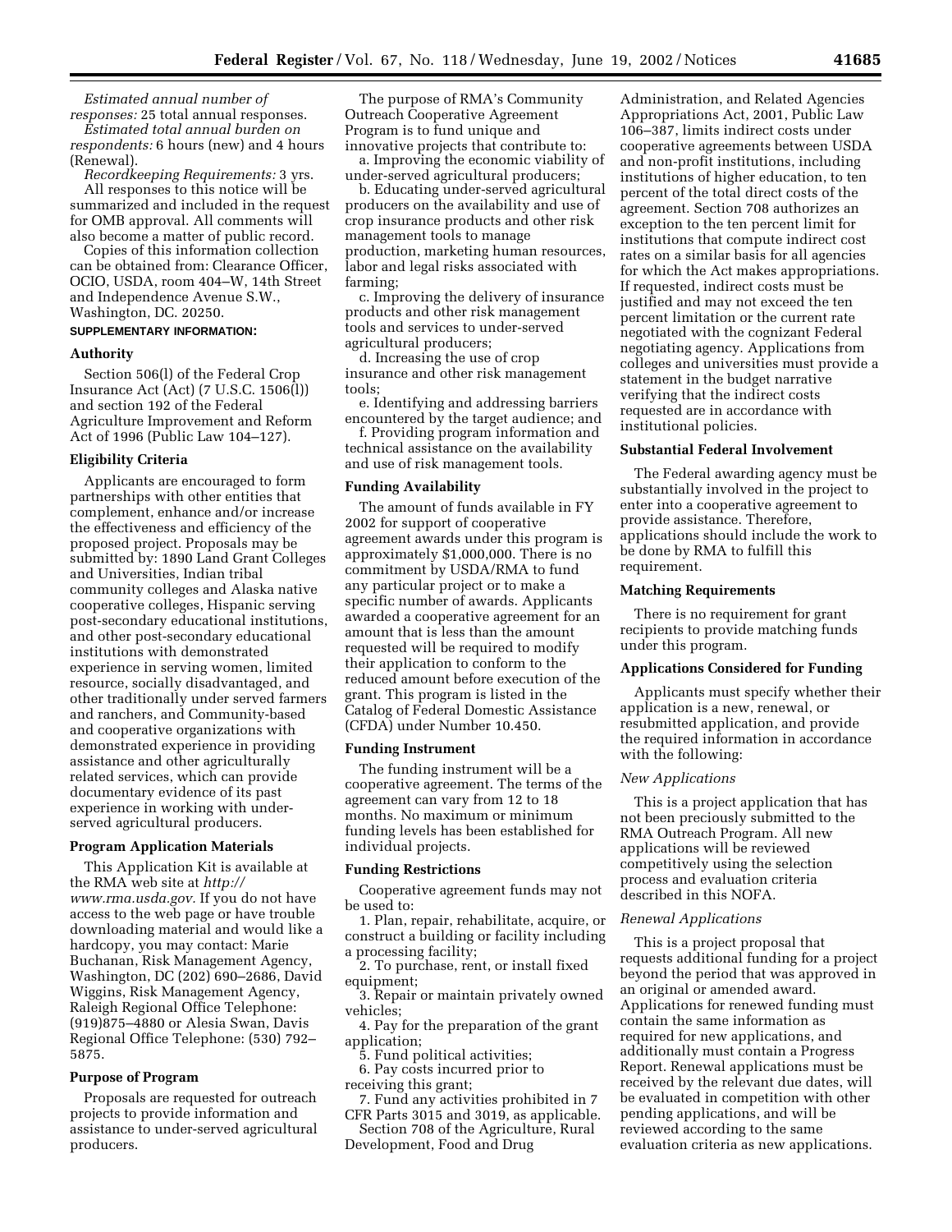*Estimated annual number of responses:* 25 total annual responses.

*Estimated total annual burden on respondents:* 6 hours (new) and 4 hours (Renewal).

*Recordkeeping Requirements:* 3 yrs.

All responses to this notice will be summarized and included in the request for OMB approval. All comments will also become a matter of public record.

Copies of this information collection can be obtained from: Clearance Officer, OCIO, USDA, room 404–W, 14th Street and Independence Avenue S.W., Washington, DC. 20250.

**SUPPLEMENTARY INFORMATION:**

### Authority

Section 506(l) of the Federal Crop Insurance Act (Act) (7 U.S.C. 1506(l)) and section 192 of the Federal Agriculture Improvement and Reform Act of 1996 (Public Law 104–127).

### Eligibility Criteria

Applicants are encouraged to form partnerships with other entities that complement, enhance and/or increase the effectiveness and efficiency of the proposed project. Proposals may be submitted by: 1890 Land Grant Colleges and Universities, Indian tribal community colleges and Alaska native cooperative colleges, Hispanic serving post-secondary educational institutions, and other post-secondary educational institutions with demonstrated experience in serving women, limited resource, socially disadvantaged, and other traditionally under served farmers and ranchers, and Community-based and cooperative organizations with demonstrated experience in providing assistance and other agriculturally related services, which can provide documentary evidence of its past experience in working with under-served agricultural producers.

### Program Application Materials

This Application Kit is available at the RMA web site at *http://www.rma.usda.gov.* If you do not have access to the web page or have trouble downloading material and would like a hardcopy, you may contact: Marie Buchanan, Risk Management Agency, Washington, DC (202) 690–2686, David Wiggins, Risk Management Agency, Raleigh Regional Office Telephone: (919)875–4880 or Alesia Swan, Davis Regional Office Telephone: (530) 792–5875.

### Purpose of Program

Proposals are requested for outreach projects to provide information and assistance to under-served agricultural producers.

The purpose of RMA's Community Outreach Cooperative Agreement Program is to fund unique and innovative projects that contribute to:

a. Improving the economic viability of under-served agricultural producers;

b. Educating under-served agricultural producers on the availability and use of crop insurance products and other risk management tools to manage production, marketing human resources, labor and legal risks associated with farming;

c. Improving the delivery of insurance products and other risk management tools and services to under-served agricultural producers;

d. Increasing the use of crop insurance and other risk management tools;

e. Identifying and addressing barriers encountered by the target audience; and

f. Providing program information and technical assistance on the availability and use of risk management tools.

### Funding Availability

The amount of funds available in FY 2002 for support of cooperative agreement awards under this program is approximately $1,000,000. There is no commitment by USDA/RMA to fund any particular project or to make a specific number of awards. Applicants awarded a cooperative agreement for an amount that is less than the amount requested will be required to modify their application to conform to the reduced amount before execution of the grant. This program is listed in the Catalog of Federal Domestic Assistance (CFDA) under Number 10.450.

### Funding Instrument

The funding instrument will be a cooperative agreement. The terms of the agreement can vary from 12 to 18 months. No maximum or minimum funding levels has been established for individual projects.

### Funding Restrictions

Cooperative agreement funds may not be used to:

1. Plan, repair, rehabilitate, acquire, or construct a building or facility including a processing facility;
2. To purchase, rent, or install fixed equipment;
3. Repair or maintain privately owned vehicles;
4. Pay for the preparation of the grant application;
5. Fund political activities;
6. Pay costs incurred prior to receiving this grant;
7. Fund any activities prohibited in 7 CFR Parts 3015 and 3019, as applicable.

Section 708 of the Agriculture, Rural Development, Food and Drug Administration, and Related Agencies Appropriations Act, 2001, Public Law 106–387, limits indirect costs under cooperative agreements between USDA and non-profit institutions, including institutions of higher education, to ten percent of the total direct costs of the agreement. Section 708 authorizes an exception to the ten percent limit for institutions that compute indirect cost rates on a similar basis for all agencies for which the Act makes appropriations. If requested, indirect costs must be justified and may not exceed the ten percent limitation or the current rate negotiated with the cognizant Federal negotiating agency. Applications from colleges and universities must provide a statement in the budget narrative verifying that the indirect costs requested are in accordance with institutional policies.

### Substantial Federal Involvement

The Federal awarding agency must be substantially involved in the project to enter into a cooperative agreement to provide assistance. Therefore, applications should include the work to be done by RMA to fulfill this requirement.

### Matching Requirements

There is no requirement for grant recipients to provide matching funds under this program.

### Applications Considered for Funding

Applicants must specify whether their application is a new, renewal, or resubmitted application, and provide the required information in accordance with the following:

*New Applications*

This is a project application that has not been preciously submitted to the RMA Outreach Program. All new applications will be reviewed competitively using the selection process and evaluation criteria described in this NOFA.

*Renewal Applications*

This is a project proposal that requests additional funding for a project beyond the period that was approved in an original or amended award. Applications for renewed funding must contain the same information as required for new applications, and additionally must contain a Progress Report. Renewal applications must be received by the relevant due dates, will be evaluated in competition with other pending applications, and will be reviewed according to the same evaluation criteria as new applications.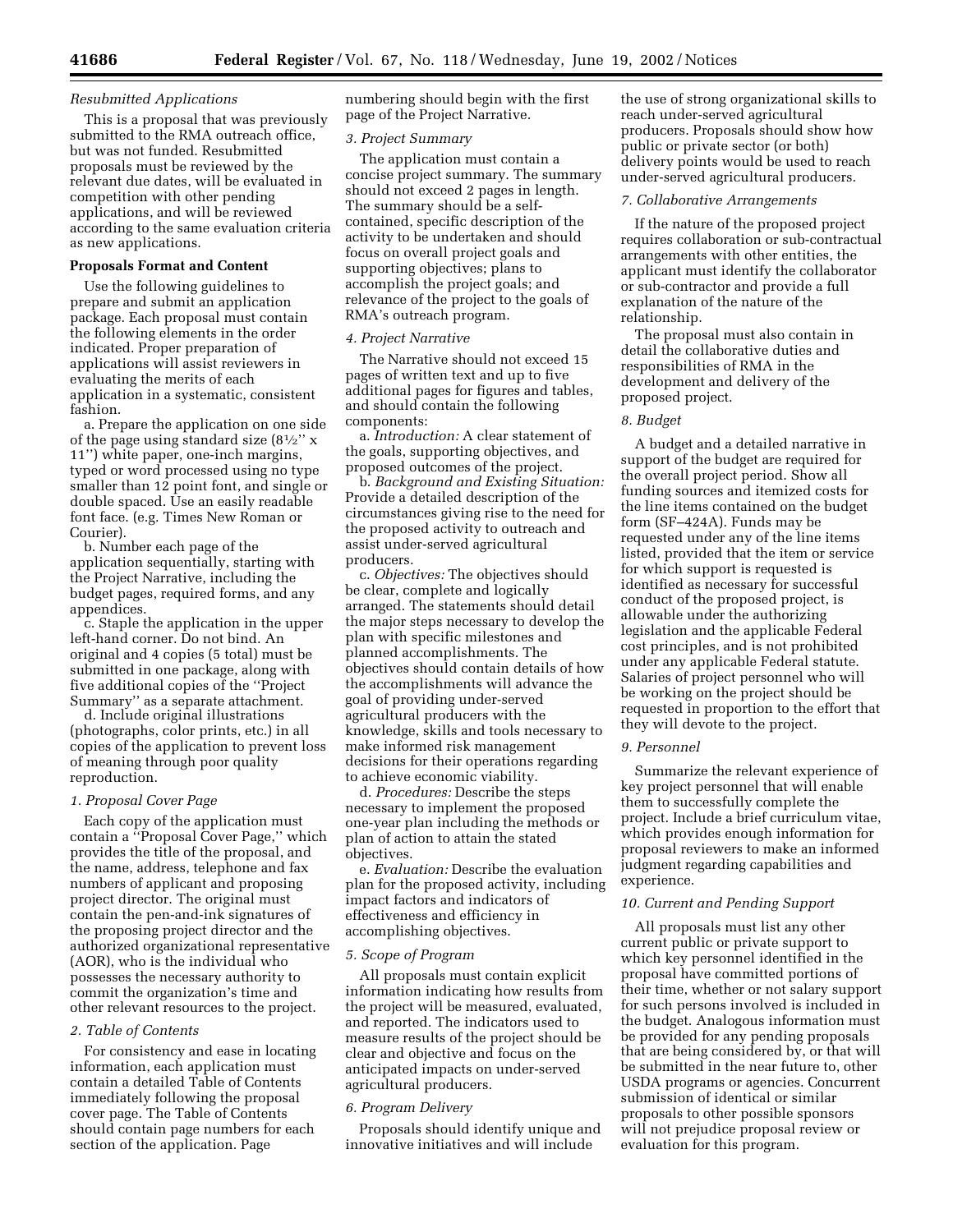*Resubmitted Applications*

This is a proposal that was previously submitted to the RMA outreach office, but was not funded. Resubmitted proposals must be reviewed by the relevant due dates, will be evaluated in competition with other pending applications, and will be reviewed according to the same evaluation criteria as new applications.

**Proposals Format and Content**

Use the following guidelines to prepare and submit an application package. Each proposal must contain the following elements in the order indicated. Proper preparation of applications will assist reviewers in evaluating the merits of each application in a systematic, consistent fashion.

a. Prepare the application on one side of the page using standard size (8½'' x 11'') white paper, one-inch margins, typed or word processed using no type smaller than 12 point font, and single or double spaced. Use an easily readable font face. (e.g. Times New Roman or Courier).

b. Number each page of the application sequentially, starting with the Project Narrative, including the budget pages, required forms, and any appendices.

c. Staple the application in the upper left-hand corner. Do not bind. An original and 4 copies (5 total) must be submitted in one package, along with five additional copies of the ''Project Summary'' as a separate attachment.

d. Include original illustrations (photographs, color prints, etc.) in all copies of the application to prevent loss of meaning through poor quality reproduction.

*1. Proposal Cover Page*

Each copy of the application must contain a ''Proposal Cover Page,'' which provides the title of the proposal, and the name, address, telephone and fax numbers of applicant and proposing project director. The original must contain the pen-and-ink signatures of the proposing project director and the authorized organizational representative (AOR), who is the individual who possesses the necessary authority to commit the organization's time and other relevant resources to the project.

*2. Table of Contents*

For consistency and ease in locating information, each application must contain a detailed Table of Contents immediately following the proposal cover page. The Table of Contents should contain page numbers for each section of the application. Page numbering should begin with the first page of the Project Narrative.

*3. Project Summary*

The application must contain a concise project summary. The summary should not exceed 2 pages in length. The summary should be a self-contained, specific description of the activity to be undertaken and should focus on overall project goals and supporting objectives; plans to accomplish the project goals; and relevance of the project to the goals of RMA's outreach program.

*4. Project Narrative*

The Narrative should not exceed 15 pages of written text and up to five additional pages for figures and tables, and should contain the following components:

a. *Introduction:* A clear statement of the goals, supporting objectives, and proposed outcomes of the project.

b. *Background and Existing Situation:* Provide a detailed description of the circumstances giving rise to the need for the proposed activity to outreach and assist under-served agricultural producers.

c. *Objectives:* The objectives should be clear, complete and logically arranged. The statements should detail the major steps necessary to develop the plan with specific milestones and planned accomplishments. The objectives should contain details of how the accomplishments will advance the goal of providing under-served agricultural producers with the knowledge, skills and tools necessary to make informed risk management decisions for their operations regarding to achieve economic viability.

d. *Procedures:* Describe the steps necessary to implement the proposed one-year plan including the methods or plan of action to attain the stated objectives.

e. *Evaluation:* Describe the evaluation plan for the proposed activity, including impact factors and indicators of effectiveness and efficiency in accomplishing objectives.

*5. Scope of Program*

All proposals must contain explicit information indicating how results from the project will be measured, evaluated, and reported. The indicators used to measure results of the project should be clear and objective and focus on the anticipated impacts on under-served agricultural producers.

*6. Program Delivery*

Proposals should identify unique and innovative initiatives and will include the use of strong organizational skills to reach under-served agricultural producers. Proposals should show how public or private sector (or both) delivery points would be used to reach under-served agricultural producers.

*7. Collaborative Arrangements*

If the nature of the proposed project requires collaboration or sub-contractual arrangements with other entities, the applicant must identify the collaborator or sub-contractor and provide a full explanation of the nature of the relationship.

The proposal must also contain in detail the collaborative duties and responsibilities of RMA in the development and delivery of the proposed project.

*8. Budget*

A budget and a detailed narrative in support of the budget are required for the overall project period. Show all funding sources and itemized costs for the line items contained on the budget form (SF–424A). Funds may be requested under any of the line items listed, provided that the item or service for which support is requested is identified as necessary for successful conduct of the proposed project, is allowable under the authorizing legislation and the applicable Federal cost principles, and is not prohibited under any applicable Federal statute. Salaries of project personnel who will be working on the project should be requested in proportion to the effort that they will devote to the project.

*9. Personnel*

Summarize the relevant experience of key project personnel that will enable them to successfully complete the project. Include a brief curriculum vitae, which provides enough information for proposal reviewers to make an informed judgment regarding capabilities and experience.

*10. Current and Pending Support*

All proposals must list any other current public or private support to which key personnel identified in the proposal have committed portions of their time, whether or not salary support for such persons involved is included in the budget. Analogous information must be provided for any pending proposals that are being considered by, or that will be submitted in the near future to, other USDA programs or agencies. Concurrent submission of identical or similar proposals to other possible sponsors will not prejudice proposal review or evaluation for this program.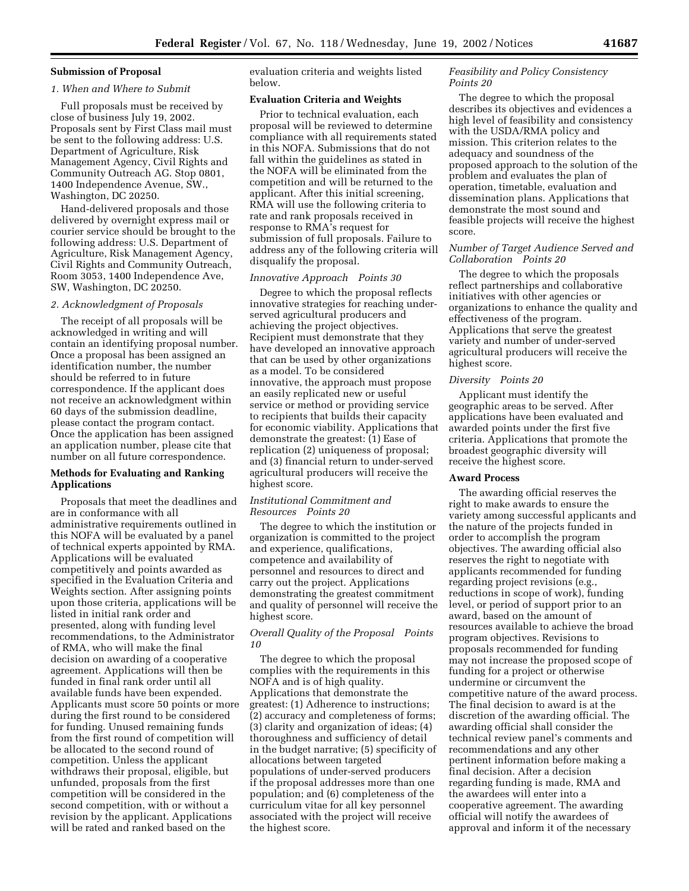### Submission of Proposal

*1. When and Where to Submit*

Full proposals must be received by close of business July 19, 2002. Proposals sent by First Class mail must be sent to the following address: U.S. Department of Agriculture, Risk Management Agency, Civil Rights and Community Outreach AG. Stop 0801, 1400 Independence Avenue, SW., Washington, DC 20250.

Hand-delivered proposals and those delivered by overnight express mail or courier service should be brought to the following address: U.S. Department of Agriculture, Risk Management Agency, Civil Rights and Community Outreach, Room 3053, 1400 Independence Ave, SW, Washington, DC 20250.

*2. Acknowledgment of Proposals*

The receipt of all proposals will be acknowledged in writing and will contain an identifying proposal number. Once a proposal has been assigned an identification number, the number should be referred to in future correspondence. If the applicant does not receive an acknowledgment within 60 days of the submission deadline, please contact the program contact. Once the application has been assigned an application number, please cite that number on all future correspondence.

### Methods for Evaluating and Ranking Applications

Proposals that meet the deadlines and are in conformance with all administrative requirements outlined in this NOFA will be evaluated by a panel of technical experts appointed by RMA. Applications will be evaluated competitively and points awarded as specified in the Evaluation Criteria and Weights section. After assigning points upon those criteria, applications will be listed in initial rank order and presented, along with funding level recommendations, to the Administrator of RMA, who will make the final decision on awarding of a cooperative agreement. Applications will then be funded in final rank order until all available funds have been expended. Applicants must score 50 points or more during the first round to be considered for funding. Unused remaining funds from the first round of competition will be allocated to the second round of competition. Unless the applicant withdraws their proposal, eligible, but unfunded, proposals from the first competition will be considered in the second competition, with or without a revision by the applicant. Applications will be rated and ranked based on the evaluation criteria and weights listed below.

### Evaluation Criteria and Weights

Prior to technical evaluation, each proposal will be reviewed to determine compliance with all requirements stated in this NOFA. Submissions that do not fall within the guidelines as stated in the NOFA will be eliminated from the competition and will be returned to the applicant. After this initial screening, RMA will use the following criteria to rate and rank proposals received in response to RMA's request for submission of full proposals. Failure to address any of the following criteria will disqualify the proposal.

*Innovative Approach Points 30*

Degree to which the proposal reflects innovative strategies for reaching under-served agricultural producers and achieving the project objectives. Recipient must demonstrate that they have developed an innovative approach that can be used by other organizations as a model. To be considered innovative, the approach must propose an easily replicated new or useful service or method or providing service to recipients that builds their capacity for economic viability. Applications that demonstrate the greatest: (1) Ease of replication (2) uniqueness of proposal; and (3) financial return to under-served agricultural producers will receive the highest score.

*Institutional Commitment and Resources Points 20*

The degree to which the institution or organization is committed to the project and experience, qualifications, competence and availability of personnel and resources to direct and carry out the project. Applications demonstrating the greatest commitment and quality of personnel will receive the highest score.

*Overall Quality of the Proposal Points 10*

The degree to which the proposal complies with the requirements in this NOFA and is of high quality. Applications that demonstrate the greatest: (1) Adherence to instructions; (2) accuracy and completeness of forms; (3) clarity and organization of ideas; (4) thoroughness and sufficiency of detail in the budget narrative; (5) specificity of allocations between targeted populations of under-served producers if the proposal addresses more than one population; and (6) completeness of the curriculum vitae for all key personnel associated with the project will receive the highest score.

*Feasibility and Policy Consistency Points 20*

The degree to which the proposal describes its objectives and evidences a high level of feasibility and consistency with the USDA/RMA policy and mission. This criterion relates to the adequacy and soundness of the proposed approach to the solution of the problem and evaluates the plan of operation, timetable, evaluation and dissemination plans. Applications that demonstrate the most sound and feasible projects will receive the highest score.

*Number of Target Audience Served and Collaboration Points 20*

The degree to which the proposals reflect partnerships and collaborative initiatives with other agencies or organizations to enhance the quality and effectiveness of the program. Applications that serve the greatest variety and number of under-served agricultural producers will receive the highest score.

*Diversity Points 20*

Applicant must identify the geographic areas to be served. After applications have been evaluated and awarded points under the first five criteria. Applications that promote the broadest geographic diversity will receive the highest score.

### Award Process

The awarding official reserves the right to make awards to ensure the variety among successful applicants and the nature of the projects funded in order to accomplish the program objectives. The awarding official also reserves the right to negotiate with applicants recommended for funding regarding project revisions (e.g., reductions in scope of work), funding level, or period of support prior to an award, based on the amount of resources available to achieve the broad program objectives. Revisions to proposals recommended for funding may not increase the proposed scope of funding for a project or otherwise undermine or circumvent the competitive nature of the award process. The final decision to award is at the discretion of the awarding official. The awarding official shall consider the technical review panel's comments and recommendations and any other pertinent information before making a final decision. After a decision regarding funding is made, RMA and the awardees will enter into a cooperative agreement. The awarding official will notify the awardees of approval and inform it of the necessary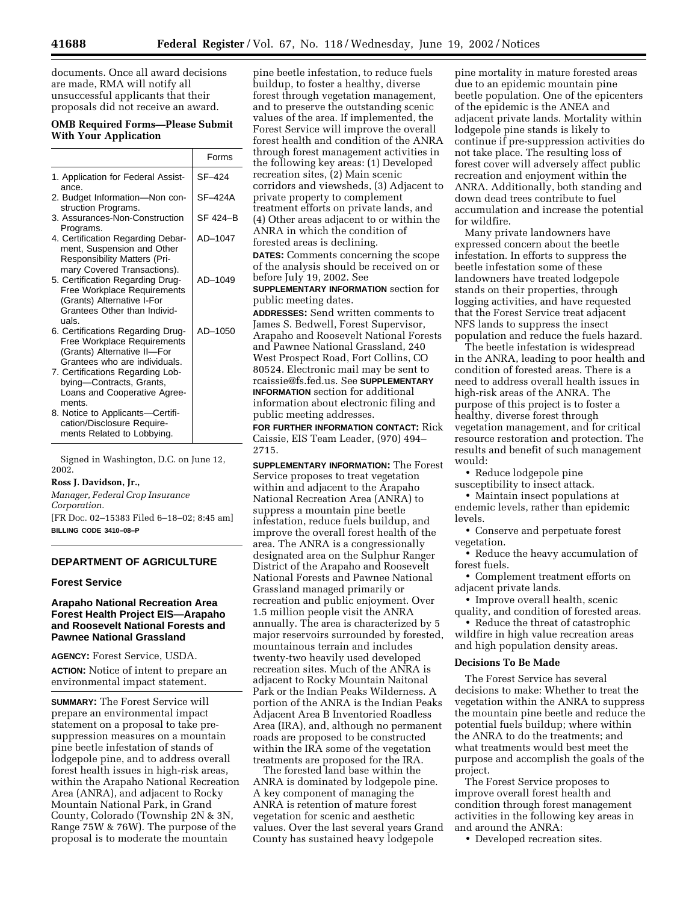documents. Once all award decisions are made, RMA will notify all unsuccessful applicants that their proposals did not receive an award.

**OMB Required Forms—Please Submit With Your Application**

| | Forms |
|---|---|
| 1. Application for Federal Assistance. | SF–424 |
| 2. Budget Information—Non construction Programs. | SF–424A |
| 3. Assurances-Non-Construction Programs. | SF 424–B |
| 4. Certification Regarding Debarment, Suspension and Other Responsibility Matters (Primary Covered Transactions). | AD–1047 |
| 5. Certification Regarding Drug-Free Workplace Requirements (Grants) Alternative I-For Grantees Other than Individuals. | AD–1049 |
| 6. Certifications Regarding Drug-Free Workplace Requirements (Grants) Alternative II—For Grantees who are individuals. | AD–1050 |
| 7. Certifications Regarding Lobbying—Contracts, Grants, Loans and Cooperative Agreements. | |
| 8. Notice to Applicants—Certification/Disclosure Requirements Related to Lobbying. | |

Signed in Washington, D.C. on June 12, 2002.

**Ross J. Davidson, Jr.,**

*Manager, Federal Crop Insurance Corporation.*

[FR Doc. 02–15383 Filed 6–18–02; 8:45 am]

**BILLING CODE 3410–08–P**

## DEPARTMENT OF AGRICULTURE

### Forest Service

### Arapaho National Recreation Area Forest Health Project EIS—Arapaho and Roosevelt National Forests and Pawnee National Grassland

**AGENCY:** Forest Service, USDA.

**ACTION:** Notice of intent to prepare an environmental impact statement.

**SUMMARY:** The Forest Service will prepare an environmental impact statement on a proposal to take pre-suppression measures on a mountain pine beetle infestation of stands of lodgepole pine, and to address overall forest health issues in high-risk areas, within the Arapaho National Recreation Area (ANRA), and adjacent to Rocky Mountain National Park, in Grand County, Colorado (Township 2N & 3N, Range 75W & 76W). The purpose of the proposal is to moderate the mountain pine beetle infestation, to reduce fuels buildup, to foster a healthy, diverse forest through vegetation management, and to preserve the outstanding scenic values of the area. If implemented, the Forest Service will improve the overall forest health and condition of the ANRA through forest management activities in the following key areas: (1) Developed recreation sites, (2) Main scenic corridors and viewsheds, (3) Adjacent to private property to complement treatment efforts on private lands, and (4) Other areas adjacent to or within the ANRA in which the condition of forested areas is declining.

**DATES:** Comments concerning the scope of the analysis should be received on or before July 19, 2002. See **SUPPLEMENTARY INFORMATION** section for public meeting dates.

**ADDRESSES:** Send written comments to James S. Bedwell, Forest Supervisor, Arapaho and Roosevelt National Forests and Pawnee National Grassland, 240 West Prospect Road, Fort Collins, CO 80524. Electronic mail may be sent to rcaissie@fs.fed.us. See **SUPPLEMENTARY INFORMATION** section for additional information about electronic filing and public meeting addresses.

**FOR FURTHER INFORMATION CONTACT:** Rick Caissie, EIS Team Leader, (970) 494–2715.

**SUPPLEMENTARY INFORMATION:** The Forest Service proposes to treat vegetation within and adjacent to the Arapaho National Recreation Area (ANRA) to suppress a mountain pine beetle infestation, reduce fuels buildup, and improve the overall forest health of the area. The ANRA is a congressionally designated area on the Sulphur Ranger District of the Arapaho and Roosevelt National Forests and Pawnee National Grassland managed primarily or recreation and public enjoyment. Over 1.5 million people visit the ANRA annually. The area is characterized by 5 major reservoirs surrounded by forested, mountainous terrain and includes twenty-two heavily used developed recreation sites. Much of the ANRA is adjacent to Rocky Mountain Naitonal Park or the Indian Peaks Wilderness. A portion of the ANRA is the Indian Peaks Adjacent Area B Inventoried Roadless Area (IRA), and, although no permanent roads are proposed to be constructed within the IRA some of the vegetation treatments are proposed for the IRA.

The forested land base within the ANRA is dominated by lodgepole pine. A key component of managing the ANRA is retention of mature forest vegetation for scenic and aesthetic values. Over the last several years Grand County has sustained heavy lodgepole pine mortality in mature forested areas due to an epidemic mountain pine beetle population. One of the epicenters of the epidemic is the ANEA and adjacent private lands. Mortality within lodgepole pine stands is likely to continue if pre-suppression activities do not take place. The resulting loss of forest cover will adversely affect public recreation and enjoyment within the ANRA. Additionally, both standing and down dead trees contribute to fuel accumulation and increase the potential for wildfire.

Many private landowners have expressed concern about the beetle infestation. In efforts to suppress the beetle infestation some of these landowners have treated lodgepole stands on their properties, through logging activities, and have requested that the Forest Service treat adjacent NFS lands to suppress the insect population and reduce the fuels hazard.

The beetle infestation is widespread in the ANRA, leading to poor health and condition of forested areas. There is a need to address overall health issues in high-risk areas of the ANRA. The purpose of this project is to foster a healthy, diverse forest through vegetation management, and for critical resource restoration and protection. The results and benefit of such management would:

- Reduce lodgepole pine susceptibility to insect attack.
- Maintain insect populations at endemic levels, rather than epidemic levels.
- Conserve and perpetuate forest vegetation.
- Reduce the heavy accumulation of forest fuels.
- Complement treatment efforts on adjacent private lands.
- Improve overall health, scenic quality, and condition of forested areas.
- Reduce the threat of catastrophic wildfire in high value recreation areas and high population density areas.

#### Decisions To Be Made

The Forest Service has several decisions to make: Whether to treat the vegetation within the ANRA to suppress the mountain pine beetle and reduce the potential fuels buildup; where within the ANRA to do the treatments; and what treatments would best meet the purpose and accomplish the goals of the project.

The Forest Service proposes to improve overall forest health and condition through forest management activities in the following key areas in and around the ANRA:

- Developed recreation sites.